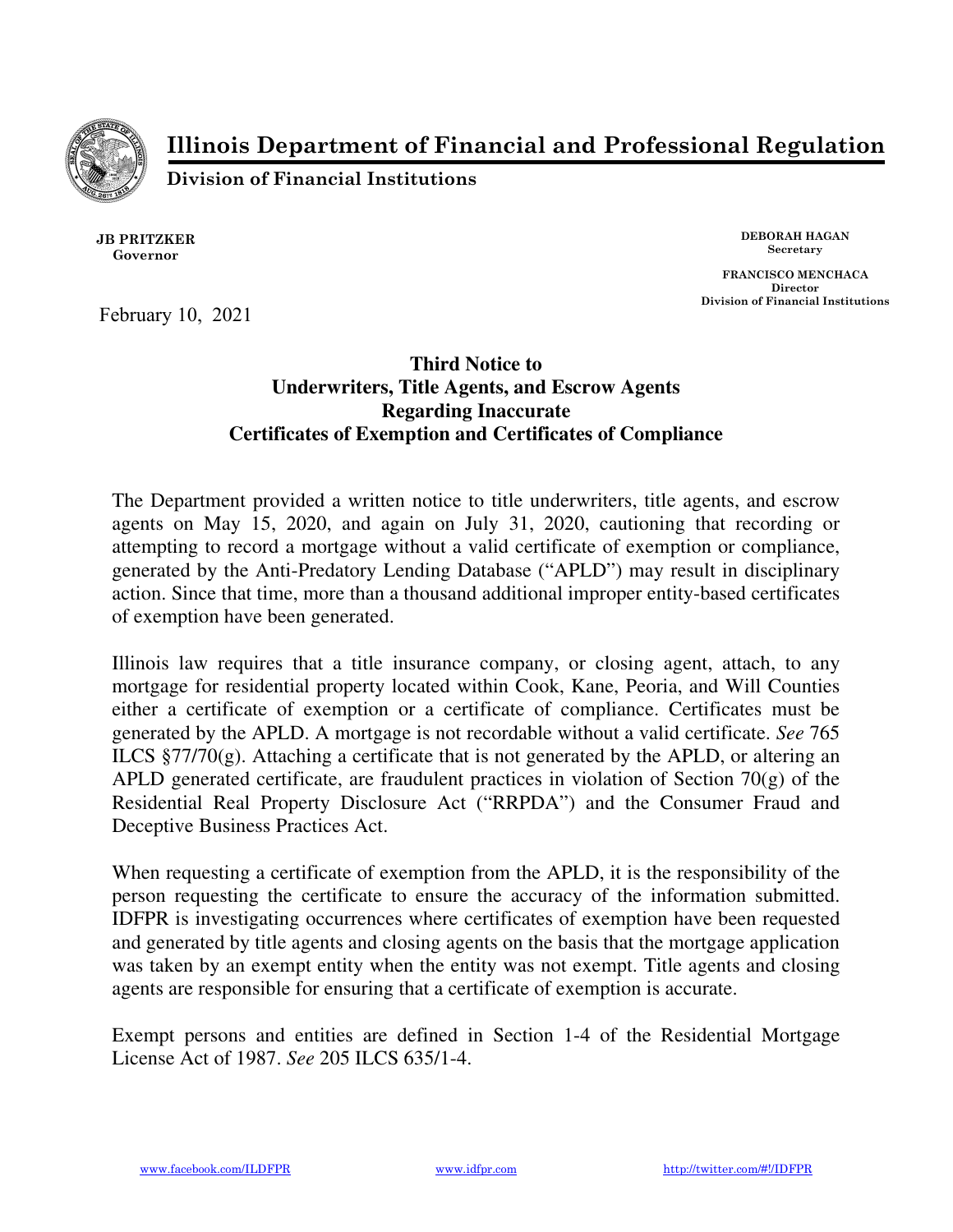# Illinois Department of Financial and Professional Regulation

**Division of Financial Institutions**

**JB PRITZKER**
**Governor**

**DEBORAH HAGAN**
**Secretary**

**FRANCISCO MENCHACA**
**Director**
**Division of Financial Institutions**

February 10, 2021

## Third Notice to Underwriters, Title Agents, and Escrow Agents Regarding Inaccurate Certificates of Exemption and Certificates of Compliance

The Department provided a written notice to title underwriters, title agents, and escrow agents on May 15, 2020, and again on July 31, 2020, cautioning that recording or attempting to record a mortgage without a valid certificate of exemption or compliance, generated by the Anti-Predatory Lending Database ("APLD") may result in disciplinary action. Since that time, more than a thousand additional improper entity-based certificates of exemption have been generated.

Illinois law requires that a title insurance company, or closing agent, attach, to any mortgage for residential property located within Cook, Kane, Peoria, and Will Counties either a certificate of exemption or a certificate of compliance. Certificates must be generated by the APLD. A mortgage is not recordable without a valid certificate. *See* 765 ILCS §77/70(g). Attaching a certificate that is not generated by the APLD, or altering an APLD generated certificate, are fraudulent practices in violation of Section 70(g) of the Residential Real Property Disclosure Act ("RRPDA") and the Consumer Fraud and Deceptive Business Practices Act.

When requesting a certificate of exemption from the APLD, it is the responsibility of the person requesting the certificate to ensure the accuracy of the information submitted. IDFPR is investigating occurrences where certificates of exemption have been requested and generated by title agents and closing agents on the basis that the mortgage application was taken by an exempt entity when the entity was not exempt. Title agents and closing agents are responsible for ensuring that a certificate of exemption is accurate.

Exempt persons and entities are defined in Section 1-4 of the Residential Mortgage License Act of 1987. *See* 205 ILCS 635/1-4.

www.facebook.com/ILDFPR www.idfpr.com http://twitter.com/#!/IDFPR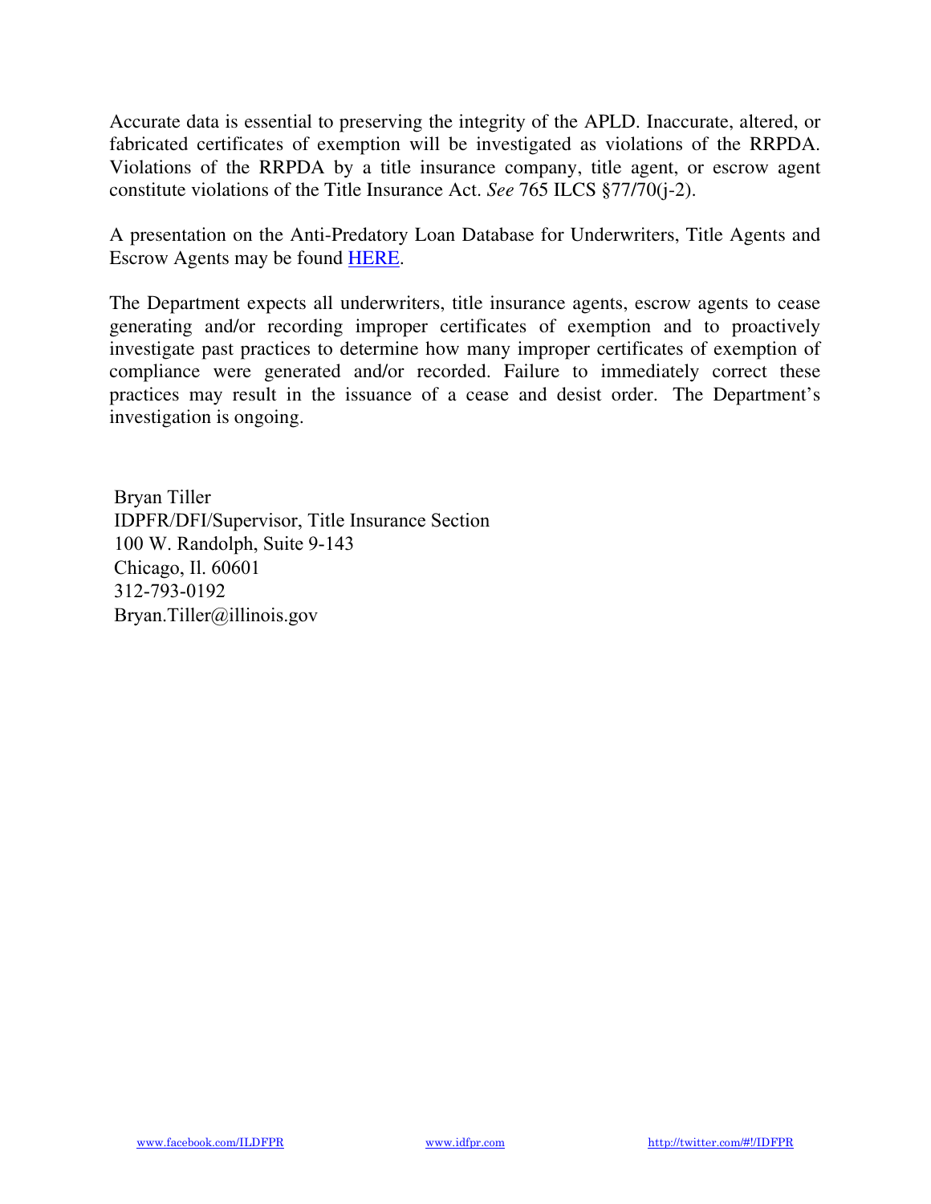Accurate data is essential to preserving the integrity of the APLD. Inaccurate, altered, or fabricated certificates of exemption will be investigated as violations of the RRPDA. Violations of the RRPDA by a title insurance company, title agent, or escrow agent constitute violations of the Title Insurance Act. *See* 765 ILCS §77/70(j-2).

A presentation on the Anti-Predatory Loan Database for Underwriters, Title Agents and Escrow Agents may be found HERE.

The Department expects all underwriters, title insurance agents, escrow agents to cease generating and/or recording improper certificates of exemption and to proactively investigate past practices to determine how many improper certificates of exemption of compliance were generated and/or recorded. Failure to immediately correct these practices may result in the issuance of a cease and desist order. The Department's investigation is ongoing.

Bryan Tiller
IDPFR/DFI/Supervisor, Title Insurance Section
100 W. Randolph, Suite 9-143
Chicago, Il. 60601
312-793-0192
Bryan.Tiller@illinois.gov

www.facebook.com/ILDFPR www.idfpr.com http://twitter.com/#!/IDFPR